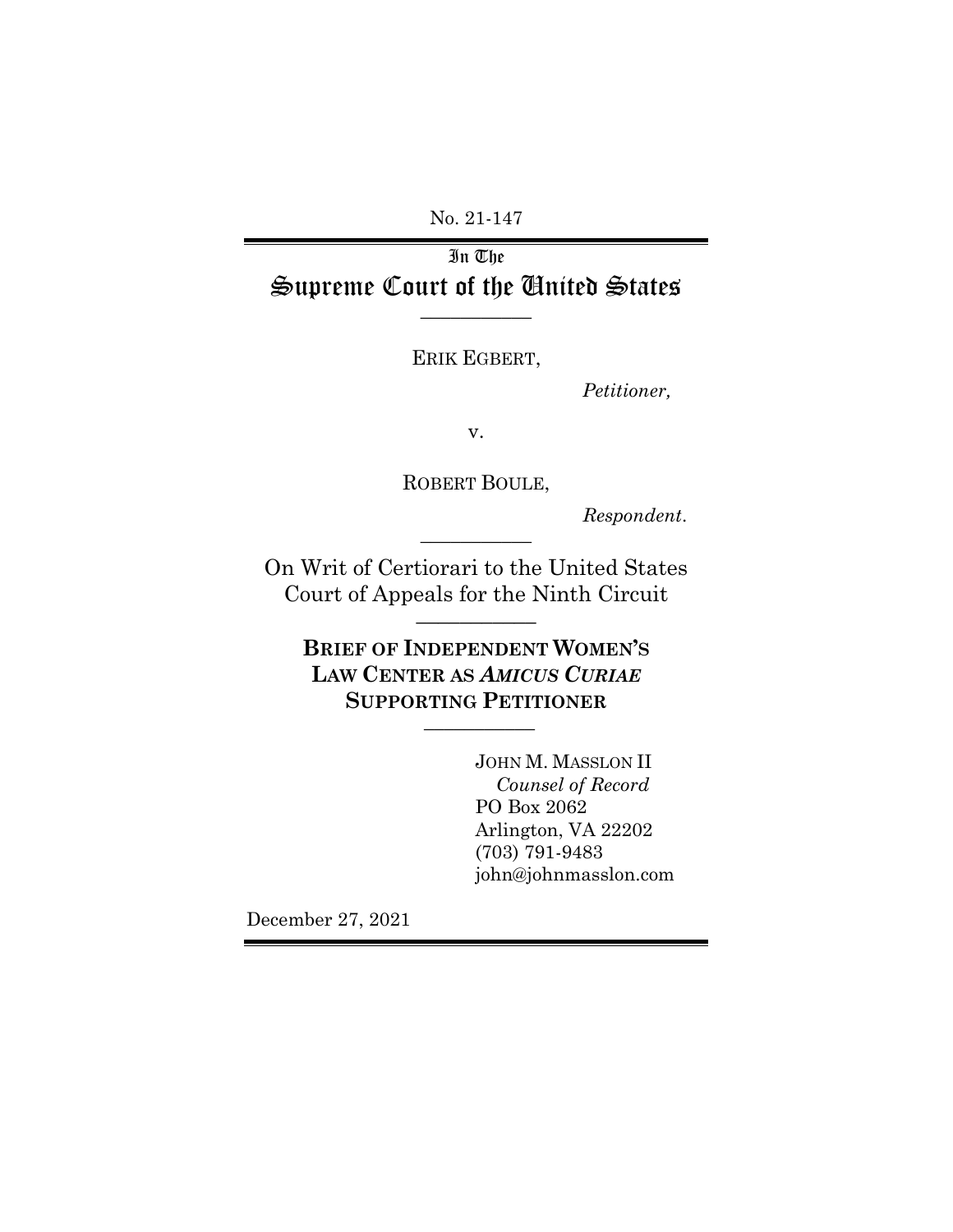No. 21-147

In The

# Supreme Court of the United States

---

ERIK EGBERT,

*Petitioner,*

v.

ROBERT BOULE,

*Respondent.*

---

On Writ of Certiorari to the United States Court of Appeals for the Ninth Circuit

---

**BRIEF OF INDEPENDENT WOMEN'S LAW CENTER AS *AMICUS CURIAE* SUPPORTING PETITIONER**

---

JOHN M. MASSLON II
*Counsel of Record*
PO Box 2062
Arlington, VA 22202
(703) 791-9483
john@johnmasslon.com

December 27, 2021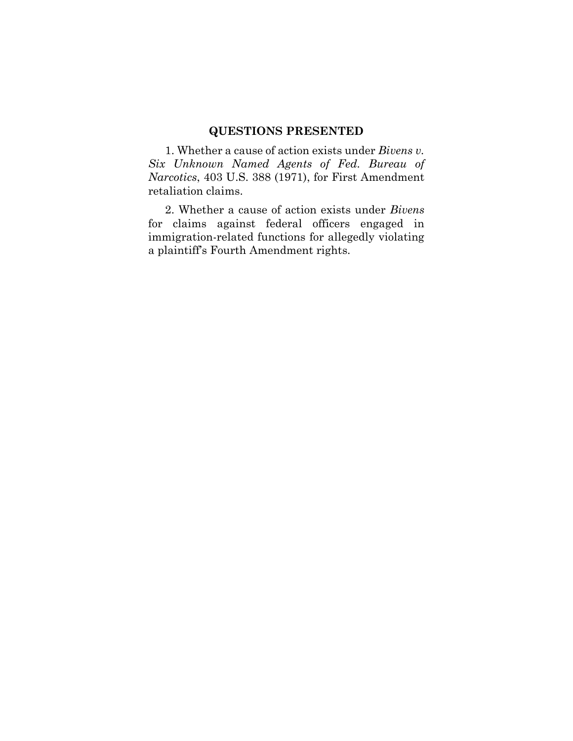## QUESTIONS PRESENTED

1. Whether a cause of action exists under *Bivens v. Six Unknown Named Agents of Fed. Bureau of Narcotics*, 403 U.S. 388 (1971), for First Amendment retaliation claims.

2. Whether a cause of action exists under *Bivens* for claims against federal officers engaged in immigration-related functions for allegedly violating a plaintiff's Fourth Amendment rights.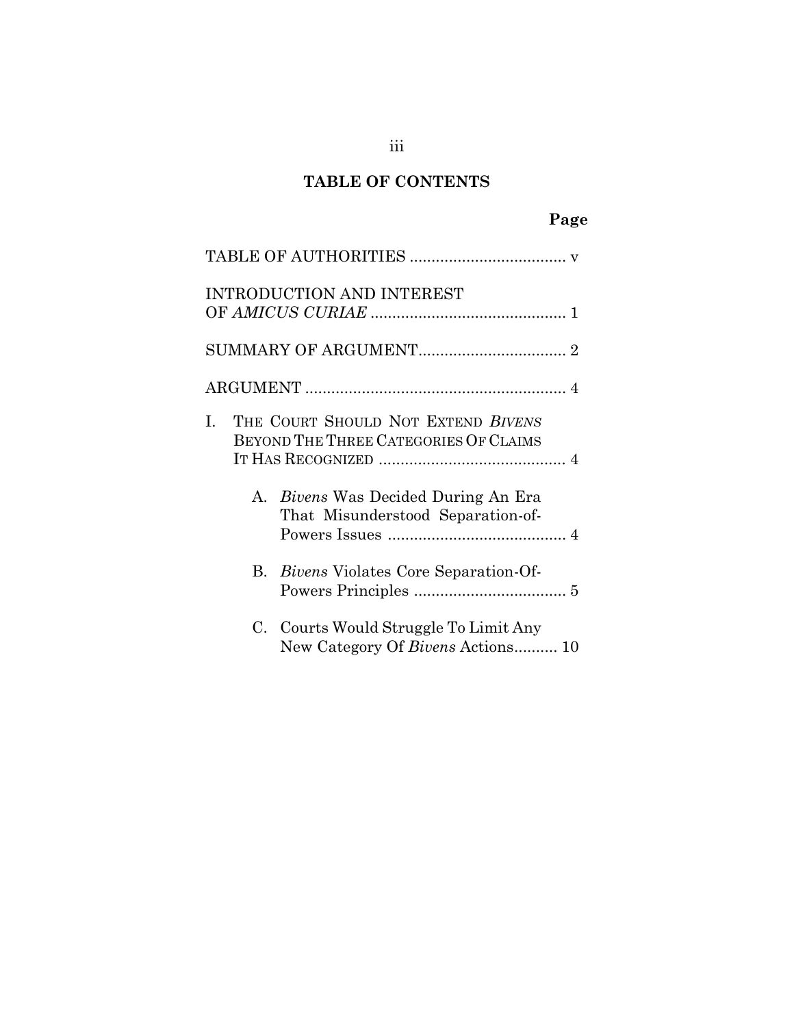## TABLE OF CONTENTS

**Page**

TABLE OF AUTHORITIES .................................... v

INTRODUCTION AND INTEREST OF *AMICUS CURIAE* ............................................. 1

SUMMARY OF ARGUMENT.................................. 2

ARGUMENT ............................................................ 4

I. THE COURT SHOULD NOT EXTEND *BIVENS* BEYOND THE THREE CATEGORIES OF CLAIMS IT HAS RECOGNIZED ........................................... 4

   A. *Bivens* Was Decided During An Era That Misunderstood Separation-of-Powers Issues ......................................... 4

   B. *Bivens* Violates Core Separation-Of-Powers Principles ................................... 5

   C. Courts Would Struggle To Limit Any New Category Of *Bivens* Actions.......... 10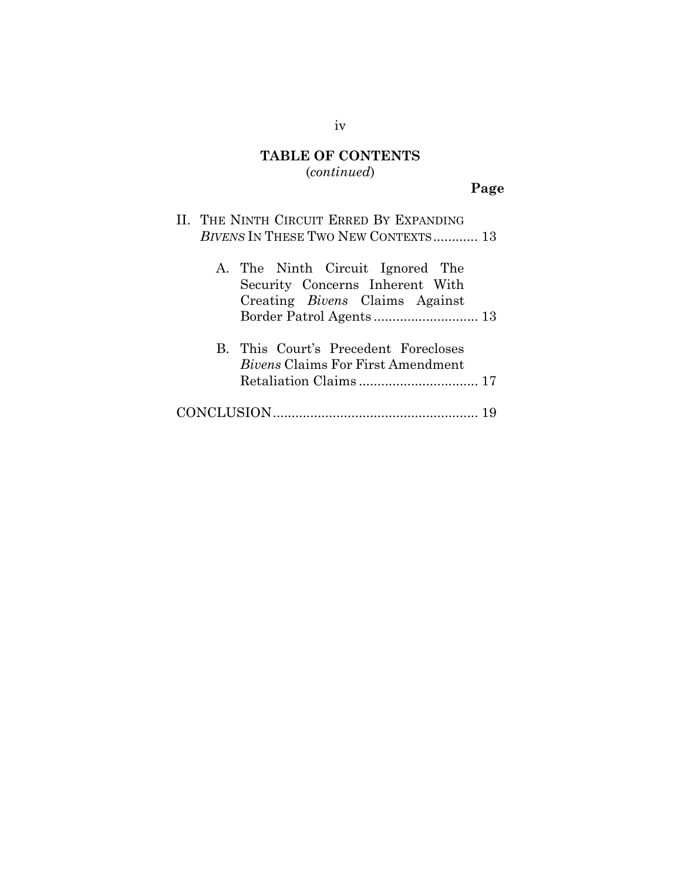## TABLE OF CONTENTS
(*continued*)

**Page**

II. THE NINTH CIRCUIT ERRED BY EXPANDING *BIVENS* IN THESE TWO NEW CONTEXTS............ 13

A. The Ninth Circuit Ignored The Security Concerns Inherent With Creating *Bivens* Claims Against Border Patrol Agents............................ 13

B. This Court's Precedent Forecloses *Bivens* Claims For First Amendment Retaliation Claims................................ 17

CONCLUSION....................................................... 19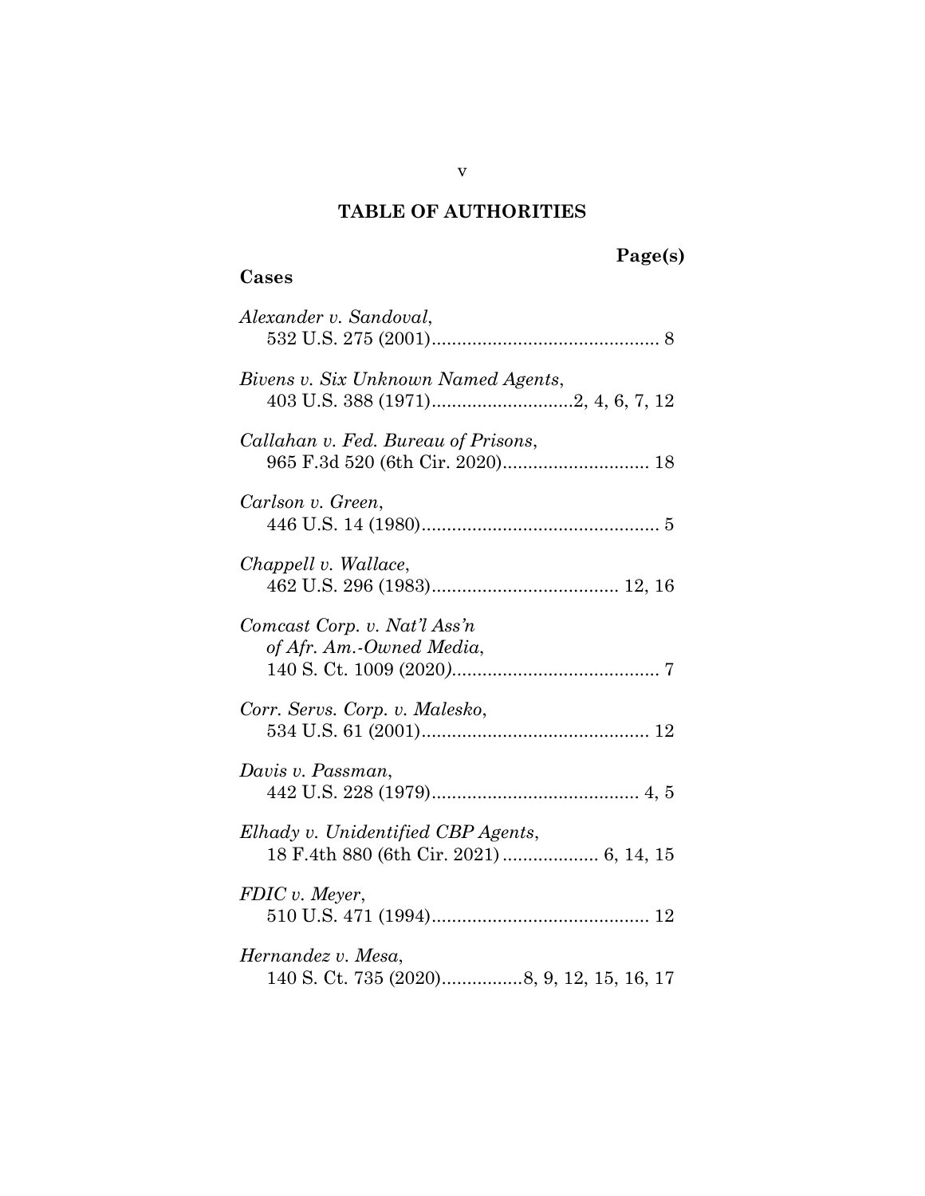# TABLE OF AUTHORITIES

**Page(s)**

**Cases**

*Alexander v. Sandoval*,
532 U.S. 275 (2001)............................................. 8

*Bivens v. Six Unknown Named Agents*,
403 U.S. 388 (1971)............................2, 4, 6, 7, 12

*Callahan v. Fed. Bureau of Prisons*,
965 F.3d 520 (6th Cir. 2020)............................. 18

*Carlson v. Green*,
446 U.S. 14 (1980)................................................ 5

*Chappell v. Wallace*,
462 U.S. 296 (1983)..................................... 12, 16

*Comcast Corp. v. Nat'l Ass'n of Afr. Am.-Owned Media*,
140 S. Ct. 1009 (2020).......................................... 7

*Corr. Servs. Corp. v. Malesko*,
534 U.S. 61 (2001).............................................. 12

*Davis v. Passman*,
442 U.S. 228 (1979).......................................... 4, 5

*Elhady v. Unidentified CBP Agents*,
18 F.4th 880 (6th Cir. 2021)................... 6, 14, 15

*FDIC v. Meyer*,
510 U.S. 471 (1994)............................................ 12

*Hernandez v. Mesa*,
140 S. Ct. 735 (2020)................8, 9, 12, 15, 16, 17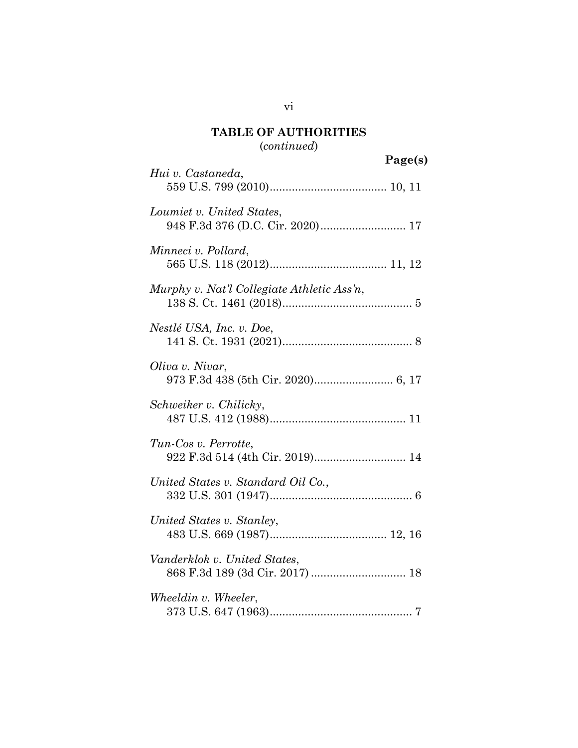**TABLE OF AUTHORITIES**
(*continued*)

**Page(s)**

*Hui v. Castaneda*,
559 U.S. 799 (2010)..................................... 10, 11

*Loumiet v. United States*,
948 F.3d 376 (D.C. Cir. 2020)........................... 17

*Minneci v. Pollard*,
565 U.S. 118 (2012)..................................... 11, 12

*Murphy v. Nat'l Collegiate Athletic Ass'n*,
138 S. Ct. 1461 (2018).......................................... 5

*Nestlé USA, Inc. v. Doe*,
141 S. Ct. 1931 (2021).......................................... 8

*Oliva v. Nivar*,
973 F.3d 438 (5th Cir. 2020)......................... 6, 17

*Schweiker v. Chilicky*,
487 U.S. 412 (1988)........................................... 11

*Tun-Cos v. Perrotte*,
922 F.3d 514 (4th Cir. 2019)............................. 14

*United States v. Standard Oil Co.*,
332 U.S. 301 (1947)............................................. 6

*United States v. Stanley*,
483 U.S. 669 (1987)..................................... 12, 16

*Vanderklok v. United States*,
868 F.3d 189 (3d Cir. 2017) .............................. 18

*Wheeldin v. Wheeler*,
373 U.S. 647 (1963)............................................. 7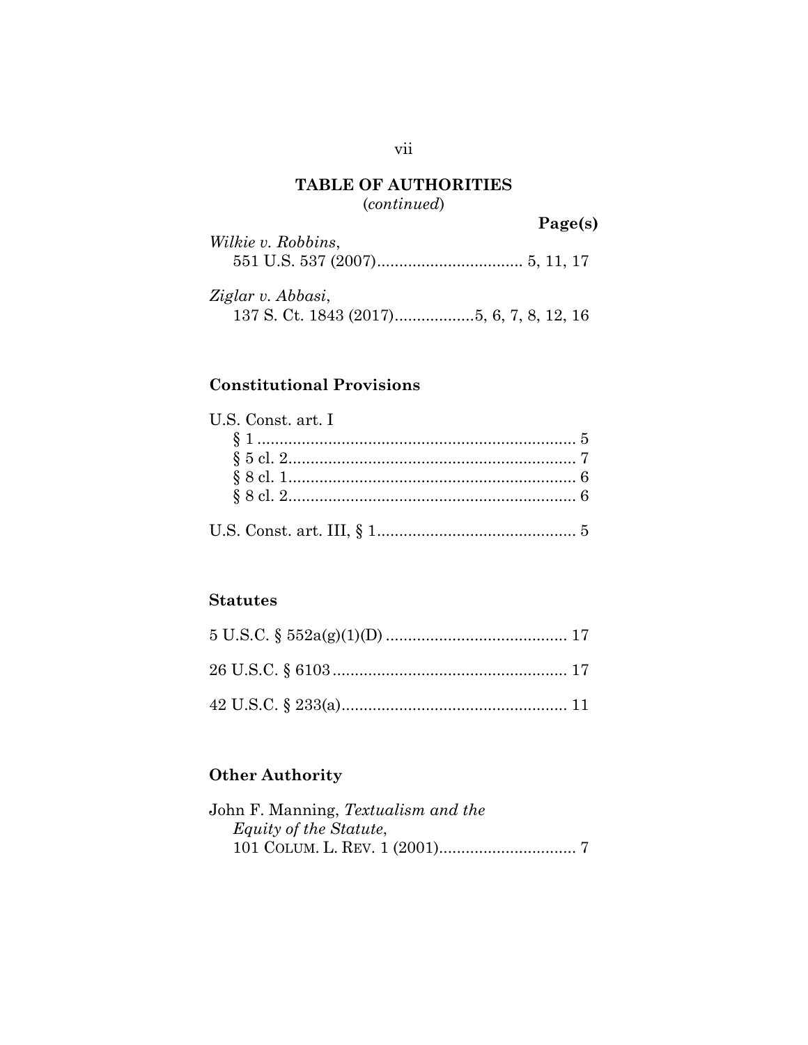## TABLE OF AUTHORITIES
*(continued)*

**Page(s)**

*Wilkie v. Robbins*,
551 U.S. 537 (2007)................................ 5, 11, 17

*Ziglar v. Abbasi*,
137 S. Ct. 1843 (2017)..................5, 6, 7, 8, 12, 16

### Constitutional Provisions

U.S. Const. art. I
§ 1 ........................................................................ 5
§ 5 cl. 2................................................................. 7
§ 8 cl. 1................................................................. 6
§ 8 cl. 2................................................................. 6

U.S. Const. art. III, § 1............................................. 5

### Statutes

5 U.S.C. § 552a(g)(1)(D) ......................................... 17

26 U.S.C. § 6103 ..................................................... 17

42 U.S.C. § 233(a)................................................... 11

### Other Authority

John F. Manning, *Textualism and the Equity of the Statute*,
101 COLUM. L. REV. 1 (2001)............................... 7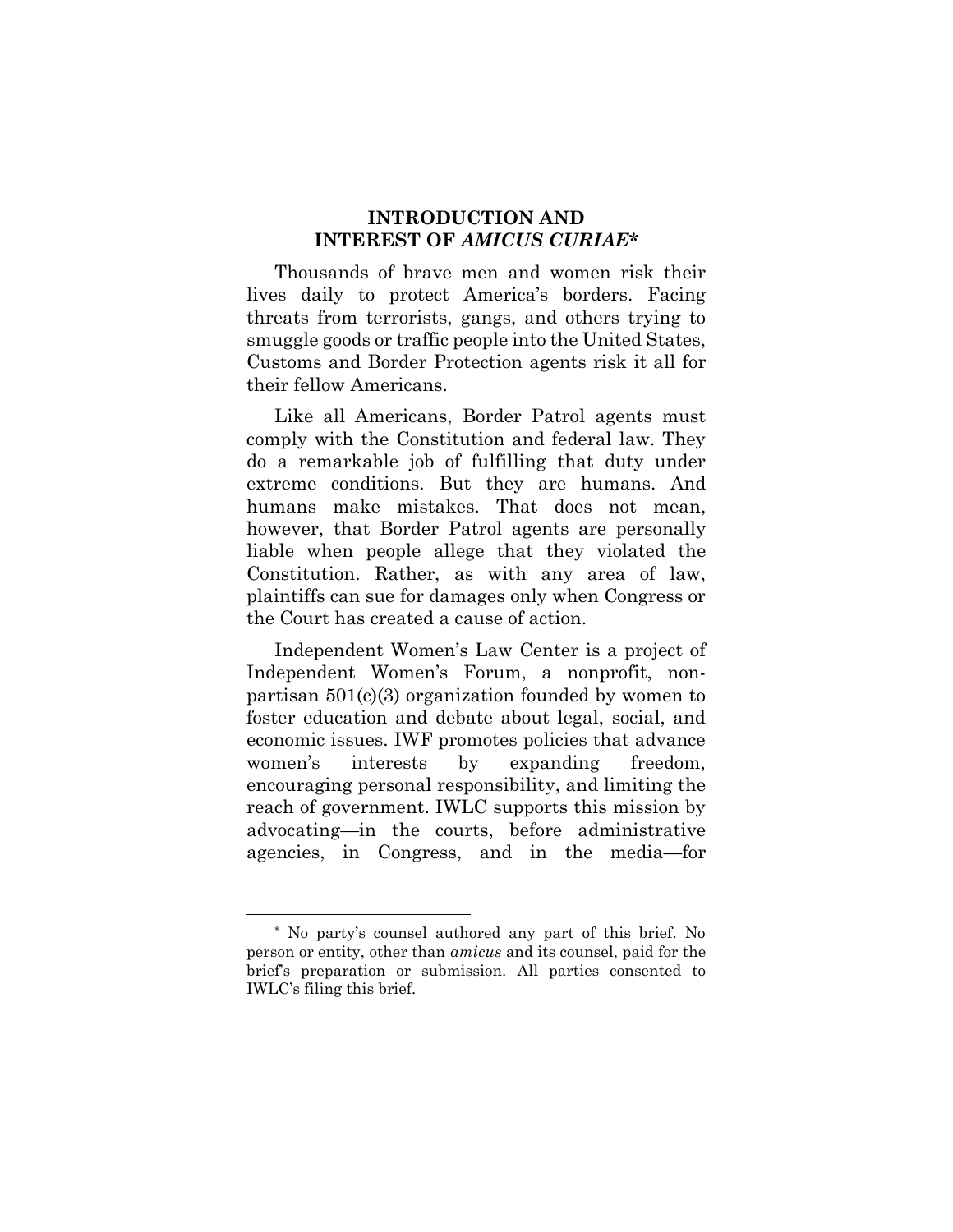## INTRODUCTION AND INTEREST OF *AMICUS CURIAE*\*

Thousands of brave men and women risk their lives daily to protect America's borders. Facing threats from terrorists, gangs, and others trying to smuggle goods or traffic people into the United States, Customs and Border Protection agents risk it all for their fellow Americans.

Like all Americans, Border Patrol agents must comply with the Constitution and federal law. They do a remarkable job of fulfilling that duty under extreme conditions. But they are humans. And humans make mistakes. That does not mean, however, that Border Patrol agents are personally liable when people allege that they violated the Constitution. Rather, as with any area of law, plaintiffs can sue for damages only when Congress or the Court has created a cause of action.

Independent Women's Law Center is a project of Independent Women's Forum, a nonprofit, non-partisan 501(c)(3) organization founded by women to foster education and debate about legal, social, and economic issues. IWF promotes policies that advance women's interests by expanding freedom, encouraging personal responsibility, and limiting the reach of government. IWLC supports this mission by advocating—in the courts, before administrative agencies, in Congress, and in the media—for

---

\* No party's counsel authored any part of this brief. No person or entity, other than *amicus* and its counsel, paid for the brief's preparation or submission. All parties consented to IWLC's filing this brief.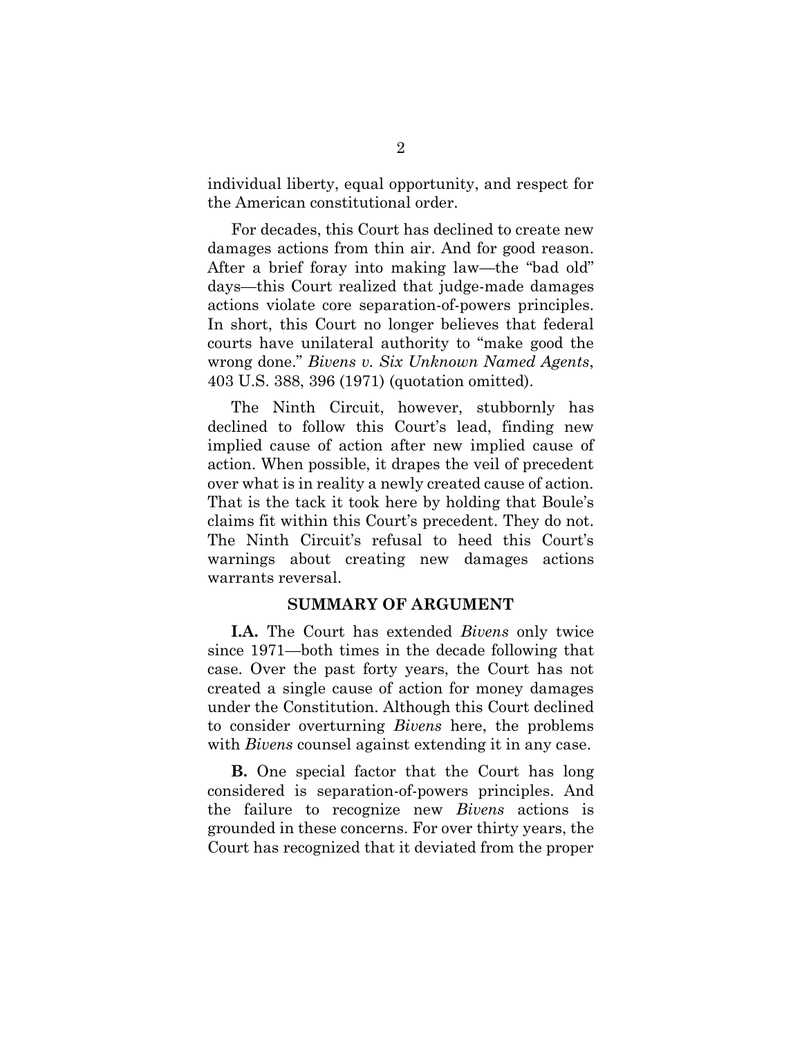individual liberty, equal opportunity, and respect for the American constitutional order.

For decades, this Court has declined to create new damages actions from thin air. And for good reason. After a brief foray into making law—the "bad old" days—this Court realized that judge-made damages actions violate core separation-of-powers principles. In short, this Court no longer believes that federal courts have unilateral authority to "make good the wrong done." *Bivens v. Six Unknown Named Agents*, 403 U.S. 388, 396 (1971) (quotation omitted).

The Ninth Circuit, however, stubbornly has declined to follow this Court's lead, finding new implied cause of action after new implied cause of action. When possible, it drapes the veil of precedent over what is in reality a newly created cause of action. That is the tack it took here by holding that Boule's claims fit within this Court's precedent. They do not. The Ninth Circuit's refusal to heed this Court's warnings about creating new damages actions warrants reversal.

## SUMMARY OF ARGUMENT

**I.A.** The Court has extended *Bivens* only twice since 1971—both times in the decade following that case. Over the past forty years, the Court has not created a single cause of action for money damages under the Constitution. Although this Court declined to consider overturning *Bivens* here, the problems with *Bivens* counsel against extending it in any case.

**B.** One special factor that the Court has long considered is separation-of-powers principles. And the failure to recognize new *Bivens* actions is grounded in these concerns. For over thirty years, the Court has recognized that it deviated from the proper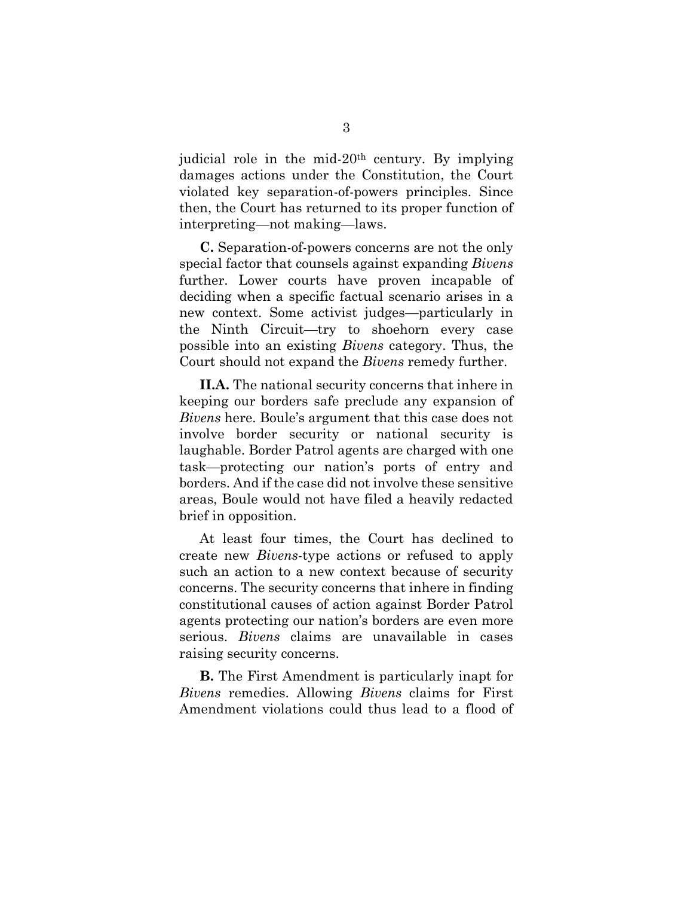judicial role in the mid-20th century. By implying damages actions under the Constitution, the Court violated key separation-of-powers principles. Since then, the Court has returned to its proper function of interpreting—not making—laws.

**C.** Separation-of-powers concerns are not the only special factor that counsels against expanding *Bivens* further. Lower courts have proven incapable of deciding when a specific factual scenario arises in a new context. Some activist judges—particularly in the Ninth Circuit—try to shoehorn every case possible into an existing *Bivens* category. Thus, the Court should not expand the *Bivens* remedy further.

**II.A.** The national security concerns that inhere in keeping our borders safe preclude any expansion of *Bivens* here. Boule's argument that this case does not involve border security or national security is laughable. Border Patrol agents are charged with one task—protecting our nation's ports of entry and borders. And if the case did not involve these sensitive areas, Boule would not have filed a heavily redacted brief in opposition.

At least four times, the Court has declined to create new *Bivens*-type actions or refused to apply such an action to a new context because of security concerns. The security concerns that inhere in finding constitutional causes of action against Border Patrol agents protecting our nation's borders are even more serious. *Bivens* claims are unavailable in cases raising security concerns.

**B.** The First Amendment is particularly inapt for *Bivens* remedies. Allowing *Bivens* claims for First Amendment violations could thus lead to a flood of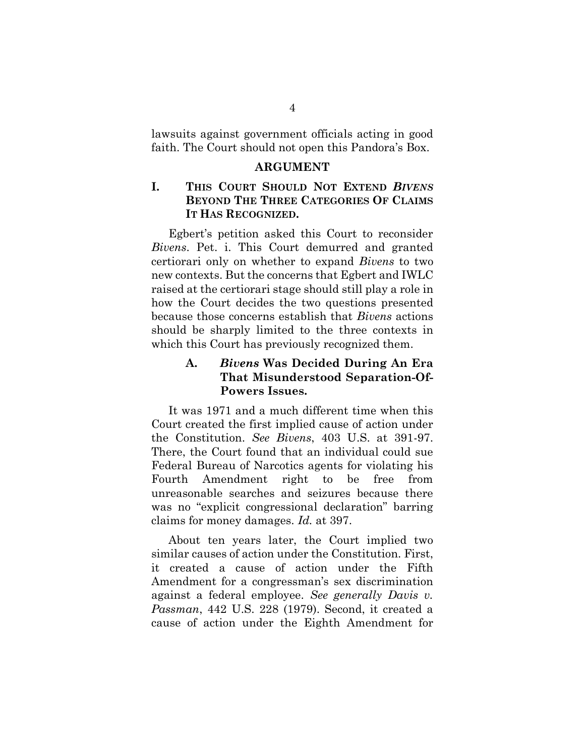lawsuits against government officials acting in good faith. The Court should not open this Pandora's Box.

## ARGUMENT

### I. THIS COURT SHOULD NOT EXTEND *BIVENS* BEYOND THE THREE CATEGORIES OF CLAIMS IT HAS RECOGNIZED.

Egbert's petition asked this Court to reconsider *Bivens*. Pet. i. This Court demurred and granted certiorari only on whether to expand *Bivens* to two new contexts. But the concerns that Egbert and IWLC raised at the certiorari stage should still play a role in how the Court decides the two questions presented because those concerns establish that *Bivens* actions should be sharply limited to the three contexts in which this Court has previously recognized them.

#### A. *Bivens* Was Decided During An Era That Misunderstood Separation-Of-Powers Issues.

It was 1971 and a much different time when this Court created the first implied cause of action under the Constitution. *See Bivens*, 403 U.S. at 391-97. There, the Court found that an individual could sue Federal Bureau of Narcotics agents for violating his Fourth Amendment right to be free from unreasonable searches and seizures because there was no "explicit congressional declaration" barring claims for money damages. *Id.* at 397.

About ten years later, the Court implied two similar causes of action under the Constitution. First, it created a cause of action under the Fifth Amendment for a congressman's sex discrimination against a federal employee. *See generally Davis v. Passman*, 442 U.S. 228 (1979). Second, it created a cause of action under the Eighth Amendment for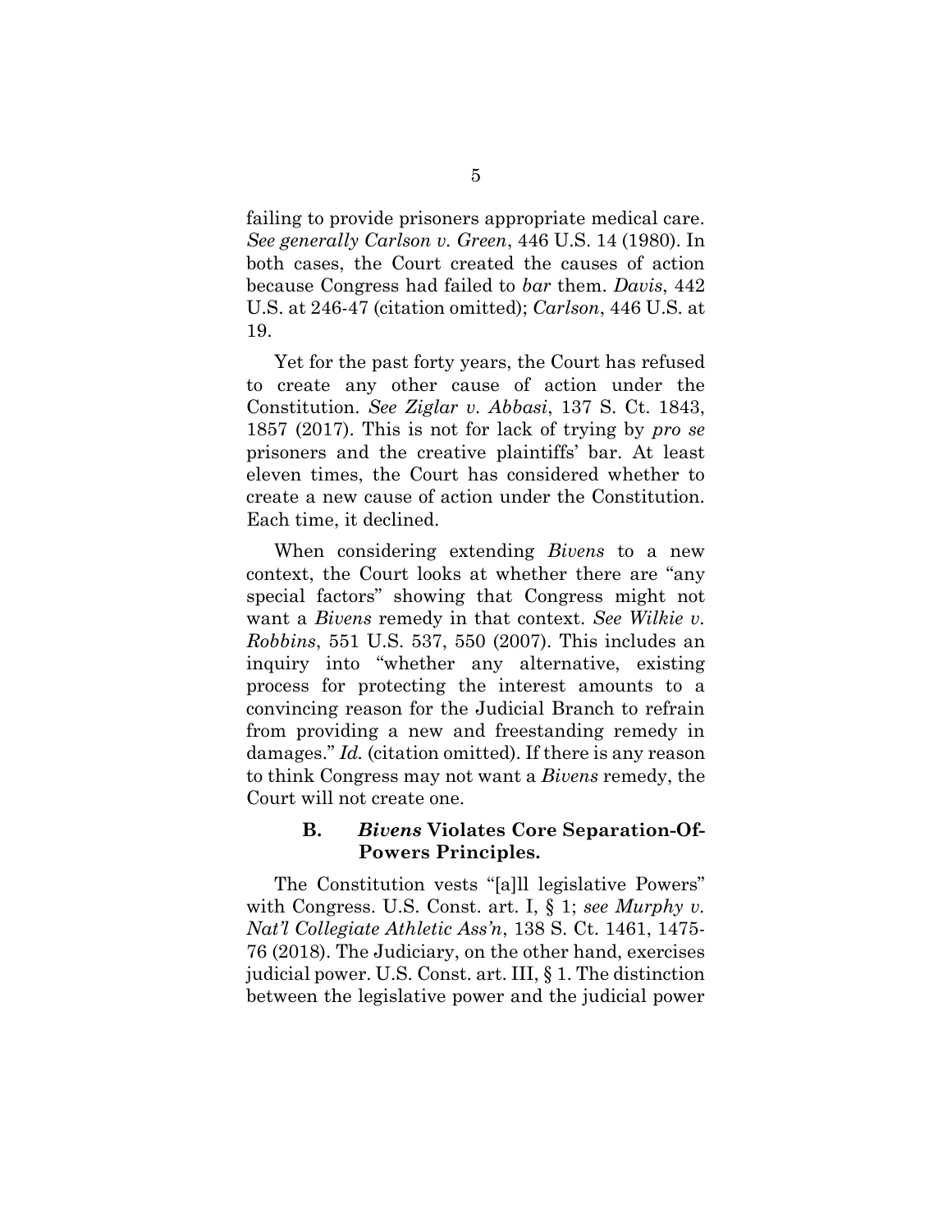failing to provide prisoners appropriate medical care. *See generally Carlson v. Green*, 446 U.S. 14 (1980). In both cases, the Court created the causes of action because Congress had failed to *bar* them. *Davis*, 442 U.S. at 246-47 (citation omitted); *Carlson*, 446 U.S. at 19.

Yet for the past forty years, the Court has refused to create any other cause of action under the Constitution. *See Ziglar v. Abbasi*, 137 S. Ct. 1843, 1857 (2017). This is not for lack of trying by *pro se* prisoners and the creative plaintiffs' bar. At least eleven times, the Court has considered whether to create a new cause of action under the Constitution. Each time, it declined.

When considering extending *Bivens* to a new context, the Court looks at whether there are "any special factors" showing that Congress might not want a *Bivens* remedy in that context. *See Wilkie v. Robbins*, 551 U.S. 537, 550 (2007). This includes an inquiry into "whether any alternative, existing process for protecting the interest amounts to a convincing reason for the Judicial Branch to refrain from providing a new and freestanding remedy in damages." *Id.* (citation omitted). If there is any reason to think Congress may not want a *Bivens* remedy, the Court will not create one.

### B. *Bivens* Violates Core Separation-Of-Powers Principles.

The Constitution vests "[a]ll legislative Powers" with Congress. U.S. Const. art. I, § 1; *see Murphy v. Nat'l Collegiate Athletic Ass'n*, 138 S. Ct. 1461, 1475-76 (2018). The Judiciary, on the other hand, exercises judicial power. U.S. Const. art. III, § 1. The distinction between the legislative power and the judicial power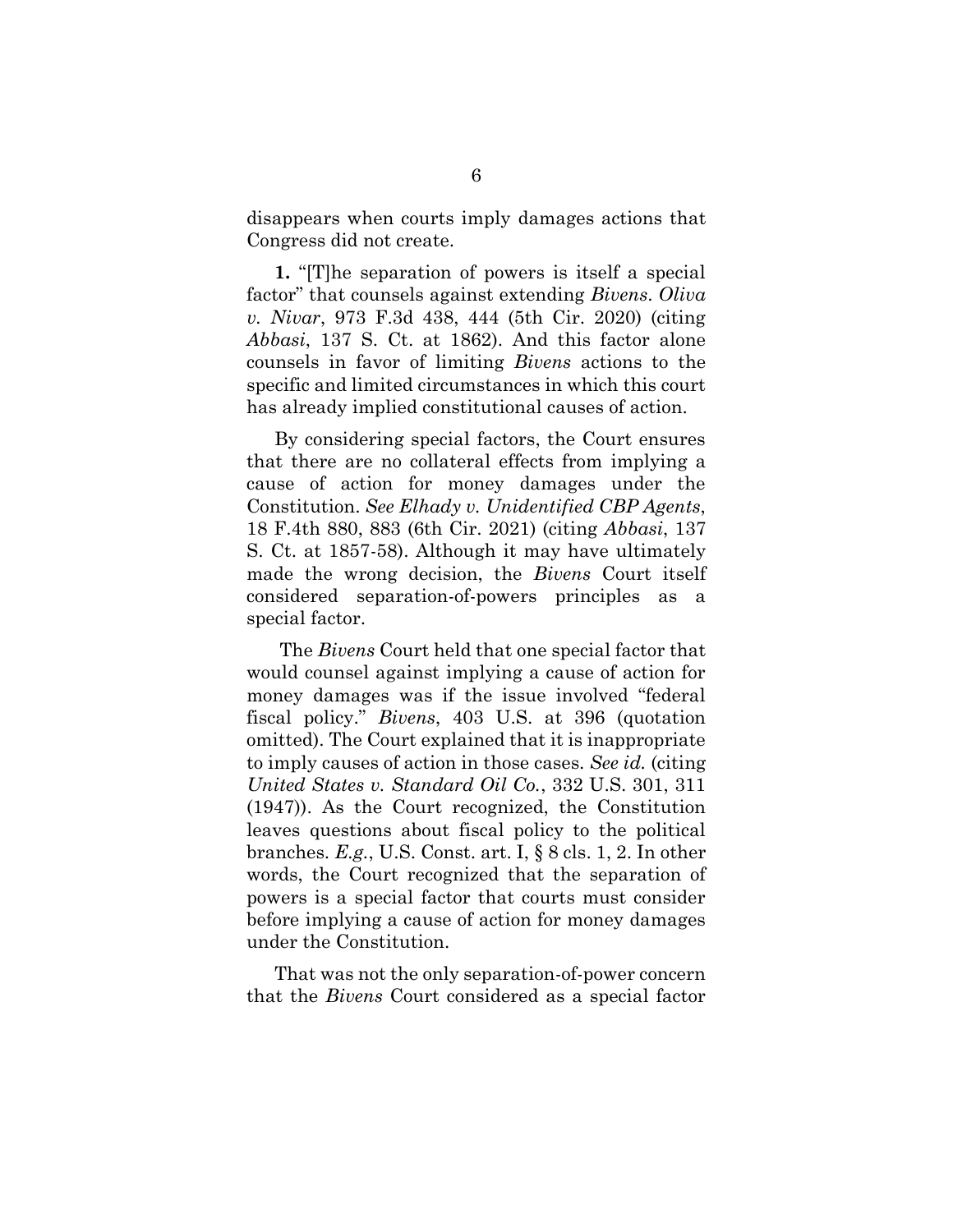disappears when courts imply damages actions that Congress did not create.

**1.** "[T]he separation of powers is itself a special factor" that counsels against extending *Bivens*. *Oliva v. Nivar*, 973 F.3d 438, 444 (5th Cir. 2020) (citing *Abbasi*, 137 S. Ct. at 1862). And this factor alone counsels in favor of limiting *Bivens* actions to the specific and limited circumstances in which this court has already implied constitutional causes of action.

By considering special factors, the Court ensures that there are no collateral effects from implying a cause of action for money damages under the Constitution. *See Elhady v. Unidentified CBP Agents*, 18 F.4th 880, 883 (6th Cir. 2021) (citing *Abbasi*, 137 S. Ct. at 1857-58). Although it may have ultimately made the wrong decision, the *Bivens* Court itself considered separation-of-powers principles as a special factor.

The *Bivens* Court held that one special factor that would counsel against implying a cause of action for money damages was if the issue involved "federal fiscal policy." *Bivens*, 403 U.S. at 396 (quotation omitted). The Court explained that it is inappropriate to imply causes of action in those cases. *See id.* (citing *United States v. Standard Oil Co.*, 332 U.S. 301, 311 (1947)). As the Court recognized, the Constitution leaves questions about fiscal policy to the political branches. *E.g.*, U.S. Const. art. I, § 8 cls. 1, 2. In other words, the Court recognized that the separation of powers is a special factor that courts must consider before implying a cause of action for money damages under the Constitution.

That was not the only separation-of-power concern that the *Bivens* Court considered as a special factor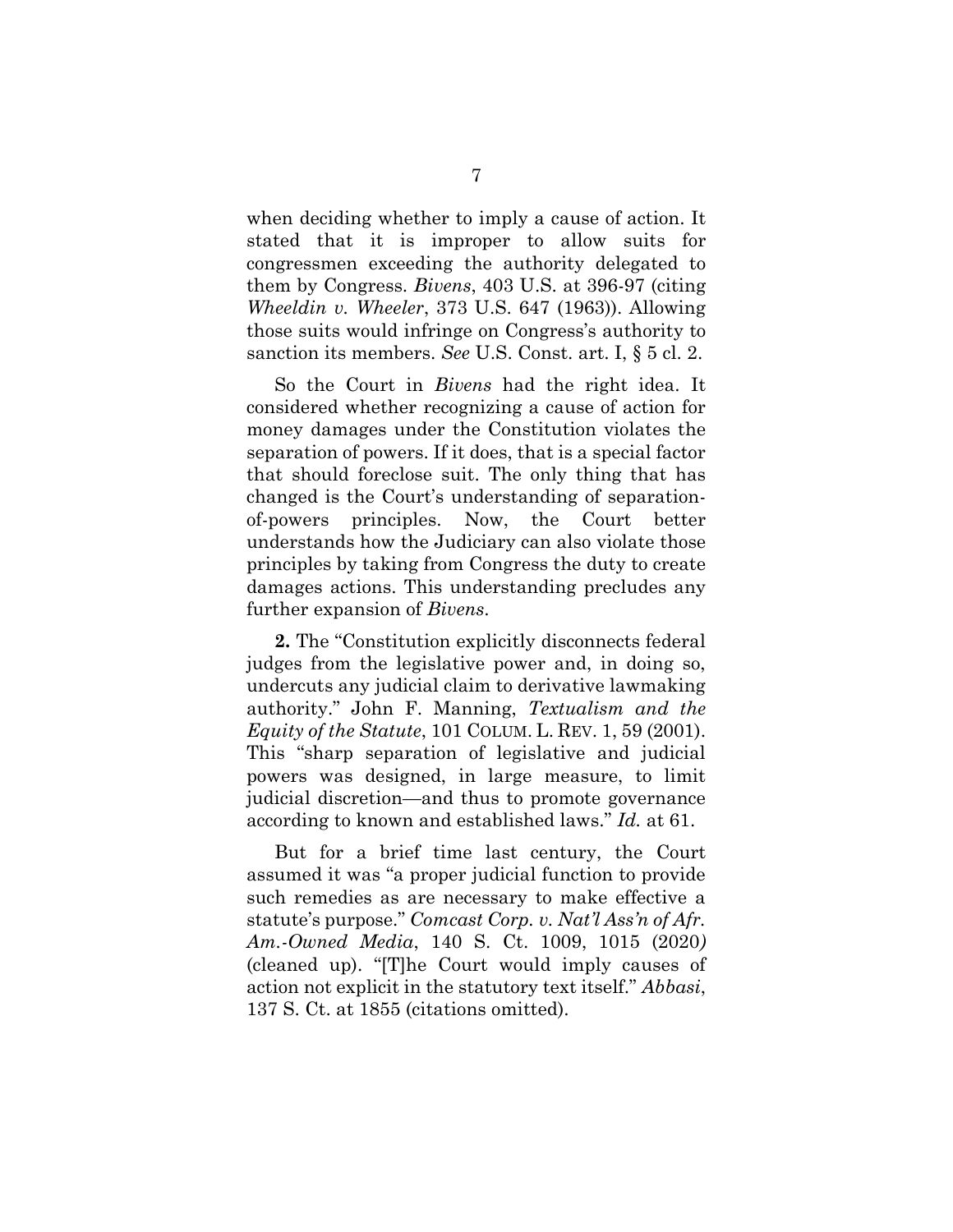when deciding whether to imply a cause of action. It stated that it is improper to allow suits for congressmen exceeding the authority delegated to them by Congress. *Bivens*, 403 U.S. at 396-97 (citing *Wheeldin v. Wheeler*, 373 U.S. 647 (1963)). Allowing those suits would infringe on Congress's authority to sanction its members. *See* U.S. Const. art. I, § 5 cl. 2.

So the Court in *Bivens* had the right idea. It considered whether recognizing a cause of action for money damages under the Constitution violates the separation of powers. If it does, that is a special factor that should foreclose suit. The only thing that has changed is the Court's understanding of separation-of-powers principles. Now, the Court better understands how the Judiciary can also violate those principles by taking from Congress the duty to create damages actions. This understanding precludes any further expansion of *Bivens*.

**2.** The "Constitution explicitly disconnects federal judges from the legislative power and, in doing so, undercuts any judicial claim to derivative lawmaking authority." John F. Manning, *Textualism and the Equity of the Statute*, 101 COLUM. L. REV. 1, 59 (2001). This "sharp separation of legislative and judicial powers was designed, in large measure, to limit judicial discretion—and thus to promote governance according to known and established laws." *Id.* at 61.

But for a brief time last century, the Court assumed it was "a proper judicial function to provide such remedies as are necessary to make effective a statute's purpose." *Comcast Corp. v. Nat'l Ass'n of Afr. Am.-Owned Media*, 140 S. Ct. 1009, 1015 (2020) (cleaned up). "[T]he Court would imply causes of action not explicit in the statutory text itself." *Abbasi*, 137 S. Ct. at 1855 (citations omitted).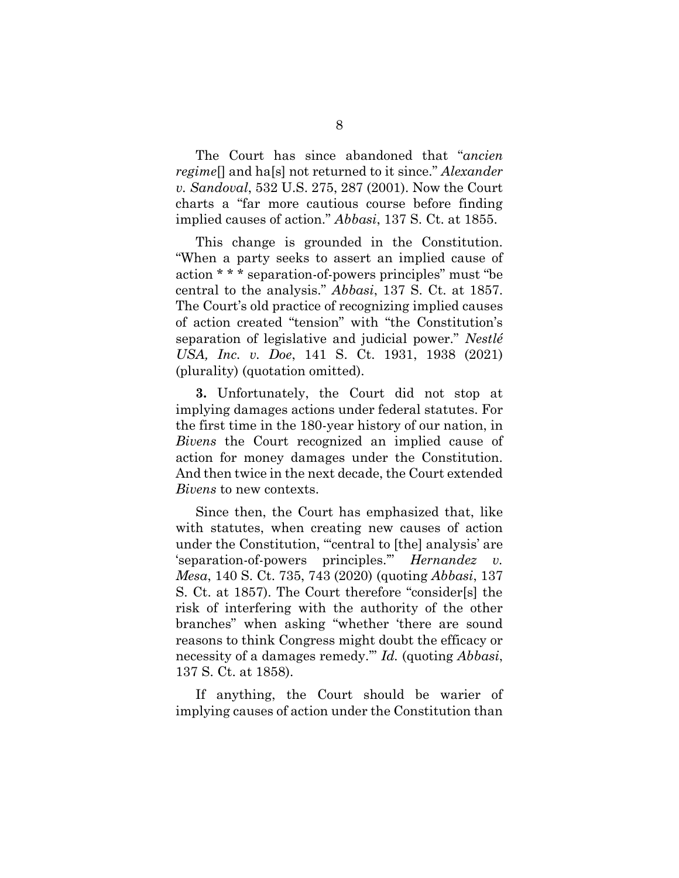The Court has since abandoned that "*ancien regime*[] and ha[s] not returned to it since." *Alexander v. Sandoval*, 532 U.S. 275, 287 (2001). Now the Court charts a "far more cautious course before finding implied causes of action." *Abbasi*, 137 S. Ct. at 1855.

This change is grounded in the Constitution. "When a party seeks to assert an implied cause of action * * * separation-of-powers principles" must "be central to the analysis." *Abbasi*, 137 S. Ct. at 1857. The Court's old practice of recognizing implied causes of action created "tension" with "the Constitution's separation of legislative and judicial power." *Nestlé USA, Inc. v. Doe*, 141 S. Ct. 1931, 1938 (2021) (plurality) (quotation omitted).

**3.** Unfortunately, the Court did not stop at implying damages actions under federal statutes. For the first time in the 180-year history of our nation, in *Bivens* the Court recognized an implied cause of action for money damages under the Constitution. And then twice in the next decade, the Court extended *Bivens* to new contexts.

Since then, the Court has emphasized that, like with statutes, when creating new causes of action under the Constitution, "'central to [the] analysis' are 'separation-of-powers principles.'" *Hernandez v. Mesa*, 140 S. Ct. 735, 743 (2020) (quoting *Abbasi*, 137 S. Ct. at 1857). The Court therefore "consider[s] the risk of interfering with the authority of the other branches" when asking "whether 'there are sound reasons to think Congress might doubt the efficacy or necessity of a damages remedy.'" *Id.* (quoting *Abbasi*, 137 S. Ct. at 1858).

If anything, the Court should be warier of implying causes of action under the Constitution than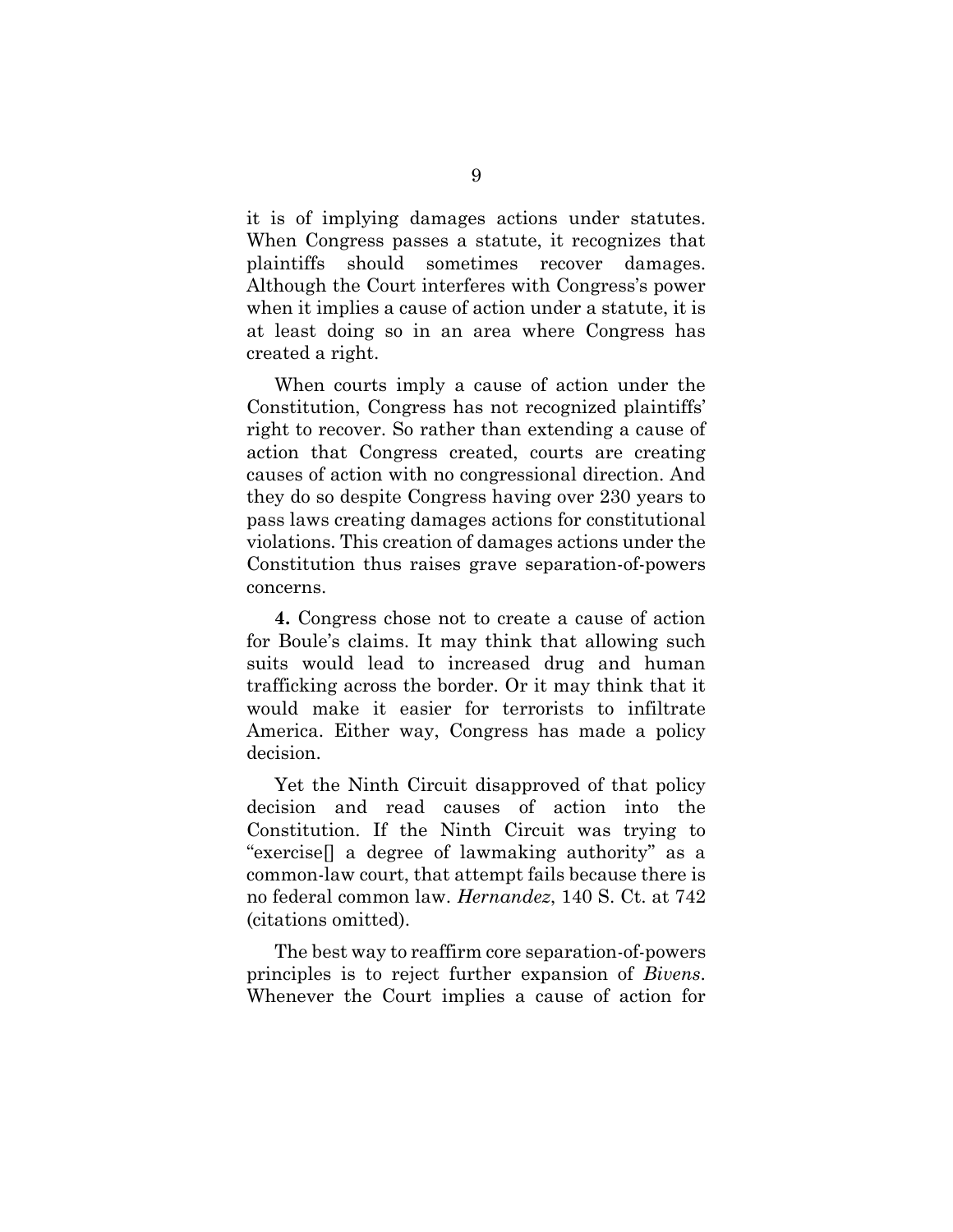it is of implying damages actions under statutes. When Congress passes a statute, it recognizes that plaintiffs should sometimes recover damages. Although the Court interferes with Congress's power when it implies a cause of action under a statute, it is at least doing so in an area where Congress has created a right.

When courts imply a cause of action under the Constitution, Congress has not recognized plaintiffs' right to recover. So rather than extending a cause of action that Congress created, courts are creating causes of action with no congressional direction. And they do so despite Congress having over 230 years to pass laws creating damages actions for constitutional violations. This creation of damages actions under the Constitution thus raises grave separation-of-powers concerns.

**4.** Congress chose not to create a cause of action for Boule's claims. It may think that allowing such suits would lead to increased drug and human trafficking across the border. Or it may think that it would make it easier for terrorists to infiltrate America. Either way, Congress has made a policy decision.

Yet the Ninth Circuit disapproved of that policy decision and read causes of action into the Constitution. If the Ninth Circuit was trying to "exercise[] a degree of lawmaking authority" as a common-law court, that attempt fails because there is no federal common law. *Hernandez*, 140 S. Ct. at 742 (citations omitted).

The best way to reaffirm core separation-of-powers principles is to reject further expansion of *Bivens*. Whenever the Court implies a cause of action for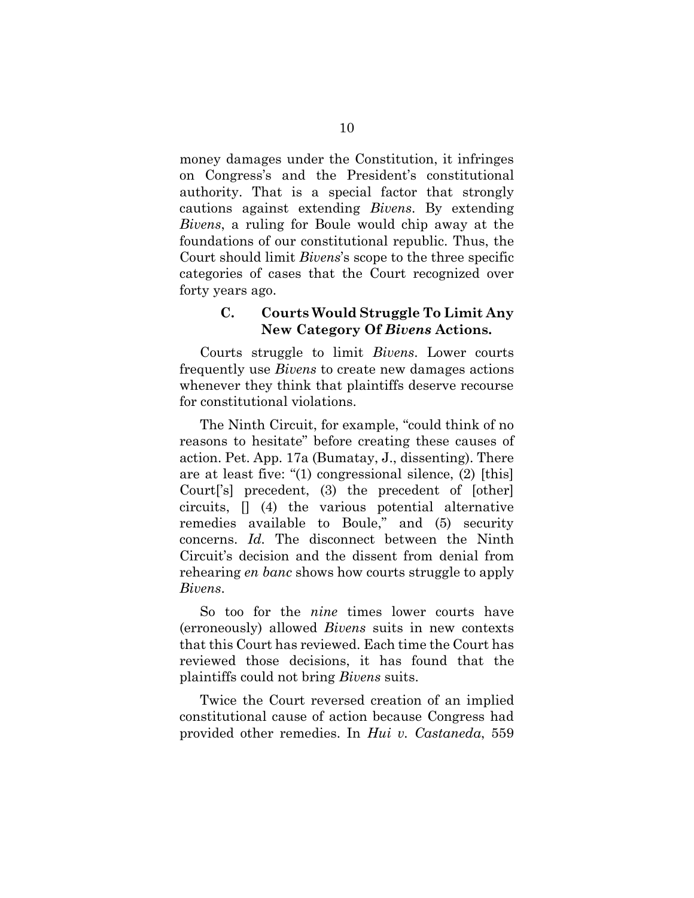money damages under the Constitution, it infringes on Congress's and the President's constitutional authority. That is a special factor that strongly cautions against extending *Bivens*. By extending *Bivens*, a ruling for Boule would chip away at the foundations of our constitutional republic. Thus, the Court should limit *Bivens*'s scope to the three specific categories of cases that the Court recognized over forty years ago.

### C. Courts Would Struggle To Limit Any New Category Of *Bivens* Actions.

Courts struggle to limit *Bivens*. Lower courts frequently use *Bivens* to create new damages actions whenever they think that plaintiffs deserve recourse for constitutional violations.

The Ninth Circuit, for example, "could think of no reasons to hesitate" before creating these causes of action. Pet. App. 17a (Bumatay, J., dissenting). There are at least five: "(1) congressional silence, (2) [this] Court['s] precedent, (3) the precedent of [other] circuits, [] (4) the various potential alternative remedies available to Boule," and (5) security concerns. *Id.* The disconnect between the Ninth Circuit's decision and the dissent from denial from rehearing *en banc* shows how courts struggle to apply *Bivens*.

So too for the *nine* times lower courts have (erroneously) allowed *Bivens* suits in new contexts that this Court has reviewed. Each time the Court has reviewed those decisions, it has found that the plaintiffs could not bring *Bivens* suits.

Twice the Court reversed creation of an implied constitutional cause of action because Congress had provided other remedies. In *Hui v. Castaneda*, 559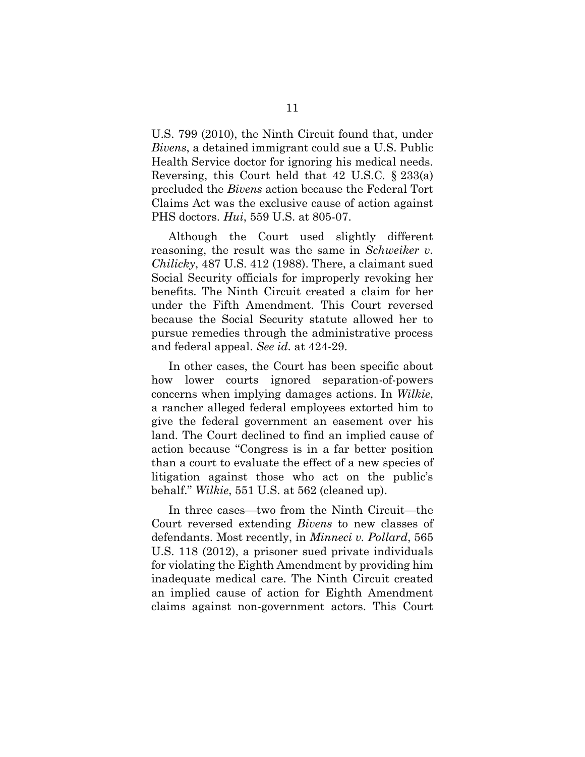U.S. 799 (2010), the Ninth Circuit found that, under *Bivens*, a detained immigrant could sue a U.S. Public Health Service doctor for ignoring his medical needs. Reversing, this Court held that 42 U.S.C. § 233(a) precluded the *Bivens* action because the Federal Tort Claims Act was the exclusive cause of action against PHS doctors. *Hui*, 559 U.S. at 805-07.

Although the Court used slightly different reasoning, the result was the same in *Schweiker v. Chilicky*, 487 U.S. 412 (1988). There, a claimant sued Social Security officials for improperly revoking her benefits. The Ninth Circuit created a claim for her under the Fifth Amendment. This Court reversed because the Social Security statute allowed her to pursue remedies through the administrative process and federal appeal. *See id.* at 424-29.

In other cases, the Court has been specific about how lower courts ignored separation-of-powers concerns when implying damages actions. In *Wilkie*, a rancher alleged federal employees extorted him to give the federal government an easement over his land. The Court declined to find an implied cause of action because "Congress is in a far better position than a court to evaluate the effect of a new species of litigation against those who act on the public's behalf." *Wilkie*, 551 U.S. at 562 (cleaned up).

In three cases—two from the Ninth Circuit—the Court reversed extending *Bivens* to new classes of defendants. Most recently, in *Minneci v. Pollard*, 565 U.S. 118 (2012), a prisoner sued private individuals for violating the Eighth Amendment by providing him inadequate medical care. The Ninth Circuit created an implied cause of action for Eighth Amendment claims against non-government actors. This Court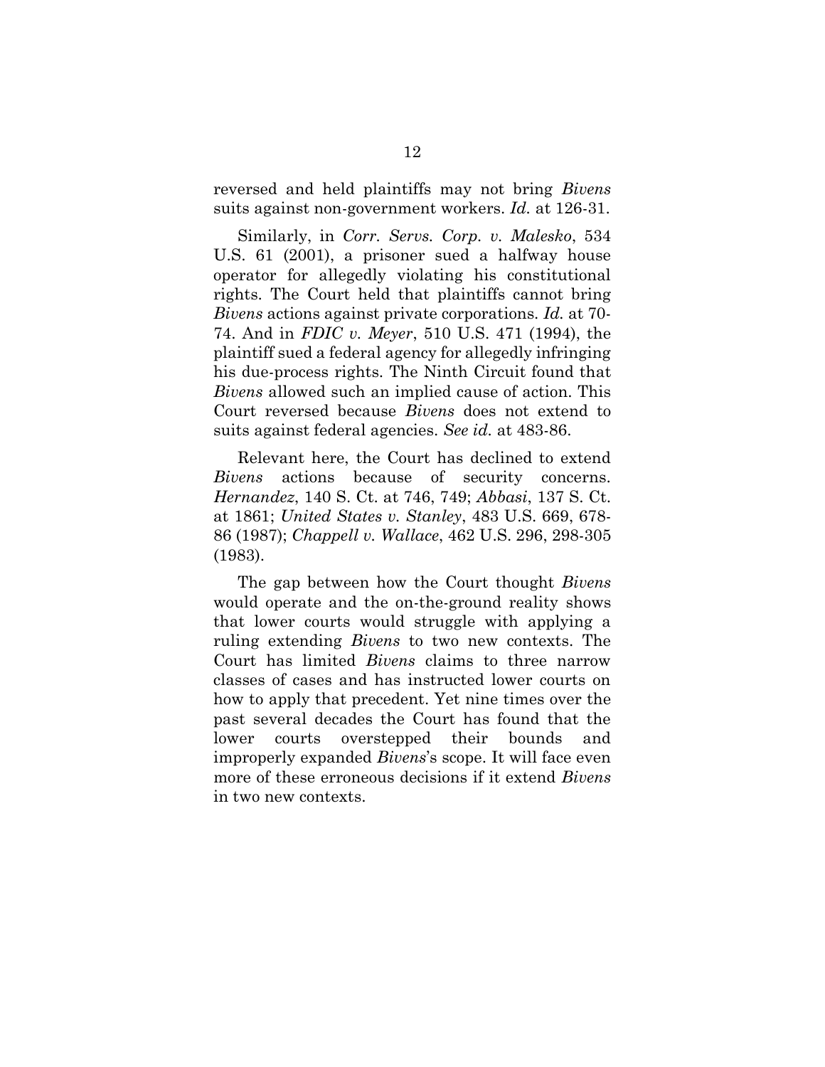reversed and held plaintiffs may not bring *Bivens* suits against non-government workers. *Id.* at 126-31.

Similarly, in *Corr. Servs. Corp. v. Malesko*, 534 U.S. 61 (2001), a prisoner sued a halfway house operator for allegedly violating his constitutional rights. The Court held that plaintiffs cannot bring *Bivens* actions against private corporations. *Id.* at 70-74. And in *FDIC v. Meyer*, 510 U.S. 471 (1994), the plaintiff sued a federal agency for allegedly infringing his due-process rights. The Ninth Circuit found that *Bivens* allowed such an implied cause of action. This Court reversed because *Bivens* does not extend to suits against federal agencies. *See id.* at 483-86.

Relevant here, the Court has declined to extend *Bivens* actions because of security concerns. *Hernandez*, 140 S. Ct. at 746, 749; *Abbasi*, 137 S. Ct. at 1861; *United States v. Stanley*, 483 U.S. 669, 678-86 (1987); *Chappell v. Wallace*, 462 U.S. 296, 298-305 (1983).

The gap between how the Court thought *Bivens* would operate and the on-the-ground reality shows that lower courts would struggle with applying a ruling extending *Bivens* to two new contexts. The Court has limited *Bivens* claims to three narrow classes of cases and has instructed lower courts on how to apply that precedent. Yet nine times over the past several decades the Court has found that the lower courts overstepped their bounds and improperly expanded *Bivens*'s scope. It will face even more of these erroneous decisions if it extend *Bivens* in two new contexts.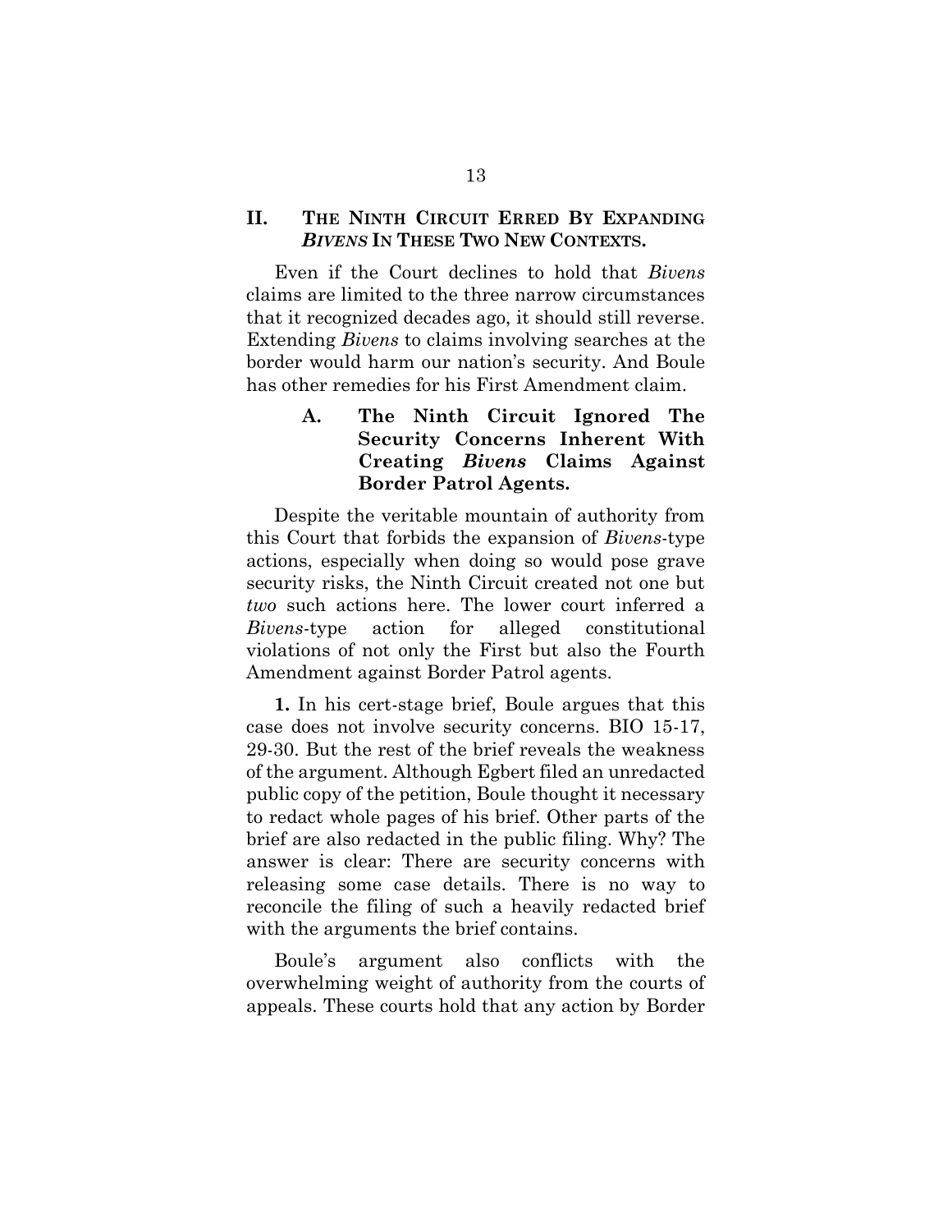## II. THE NINTH CIRCUIT ERRED BY EXPANDING *BIVENS* IN THESE TWO NEW CONTEXTS.

Even if the Court declines to hold that *Bivens* claims are limited to the three narrow circumstances that it recognized decades ago, it should still reverse. Extending *Bivens* to claims involving searches at the border would harm our nation's security. And Boule has other remedies for his First Amendment claim.

### A. The Ninth Circuit Ignored The Security Concerns Inherent With Creating *Bivens* Claims Against Border Patrol Agents.

Despite the veritable mountain of authority from this Court that forbids the expansion of *Bivens*-type actions, especially when doing so would pose grave security risks, the Ninth Circuit created not one but *two* such actions here. The lower court inferred a *Bivens*-type action for alleged constitutional violations of not only the First but also the Fourth Amendment against Border Patrol agents.

**1.** In his cert-stage brief, Boule argues that this case does not involve security concerns. BIO 15-17, 29-30. But the rest of the brief reveals the weakness of the argument. Although Egbert filed an unredacted public copy of the petition, Boule thought it necessary to redact whole pages of his brief. Other parts of the brief are also redacted in the public filing. Why? The answer is clear: There are security concerns with releasing some case details. There is no way to reconcile the filing of such a heavily redacted brief with the arguments the brief contains.

Boule's argument also conflicts with the overwhelming weight of authority from the courts of appeals. These courts hold that any action by Border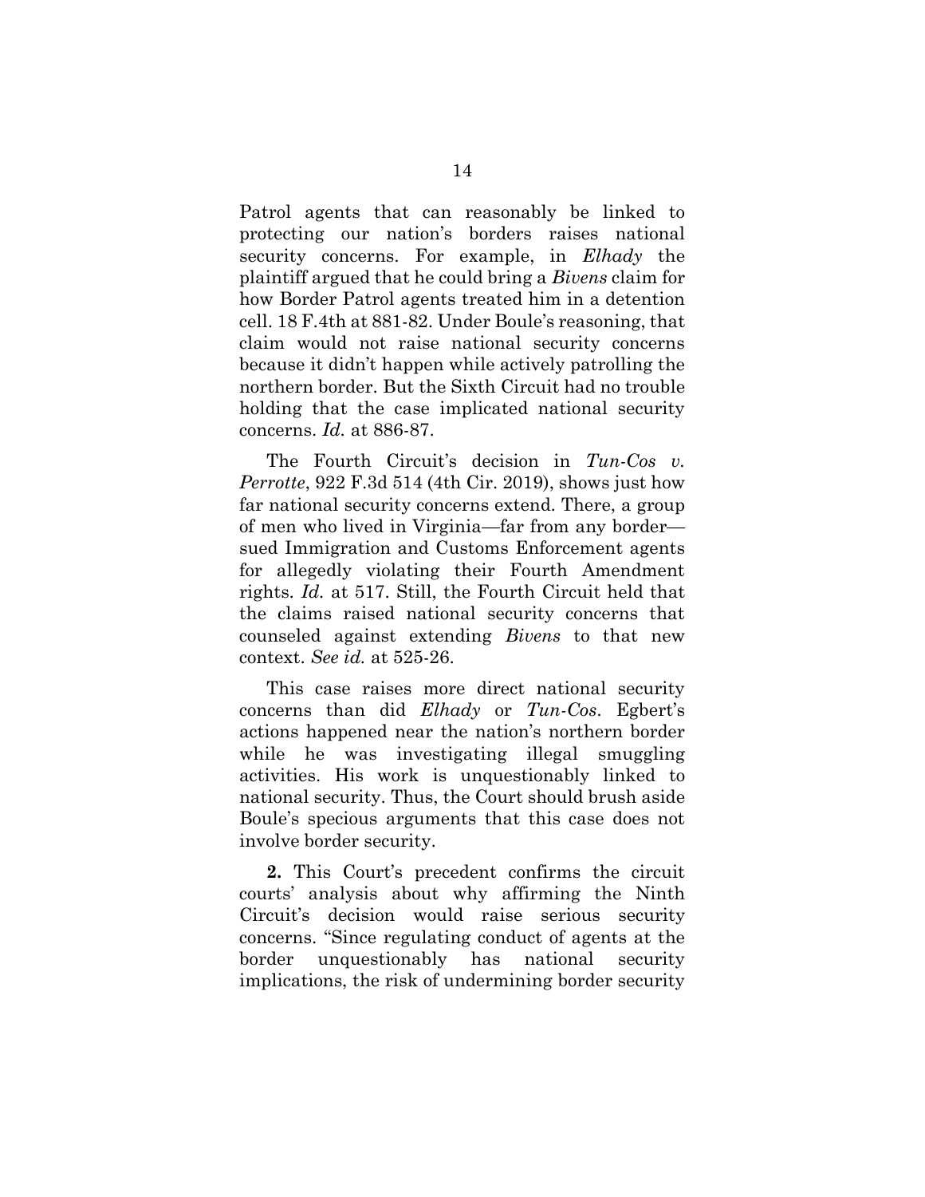Patrol agents that can reasonably be linked to protecting our nation's borders raises national security concerns. For example, in *Elhady* the plaintiff argued that he could bring a *Bivens* claim for how Border Patrol agents treated him in a detention cell. 18 F.4th at 881-82. Under Boule's reasoning, that claim would not raise national security concerns because it didn't happen while actively patrolling the northern border. But the Sixth Circuit had no trouble holding that the case implicated national security concerns. *Id.* at 886-87.

The Fourth Circuit's decision in *Tun-Cos v. Perrotte*, 922 F.3d 514 (4th Cir. 2019), shows just how far national security concerns extend. There, a group of men who lived in Virginia—far from any border—sued Immigration and Customs Enforcement agents for allegedly violating their Fourth Amendment rights. *Id.* at 517. Still, the Fourth Circuit held that the claims raised national security concerns that counseled against extending *Bivens* to that new context. *See id.* at 525-26.

This case raises more direct national security concerns than did *Elhady* or *Tun-Cos*. Egbert's actions happened near the nation's northern border while he was investigating illegal smuggling activities. His work is unquestionably linked to national security. Thus, the Court should brush aside Boule's specious arguments that this case does not involve border security.

**2.** This Court's precedent confirms the circuit courts' analysis about why affirming the Ninth Circuit's decision would raise serious security concerns. "Since regulating conduct of agents at the border unquestionably has national security implications, the risk of undermining border security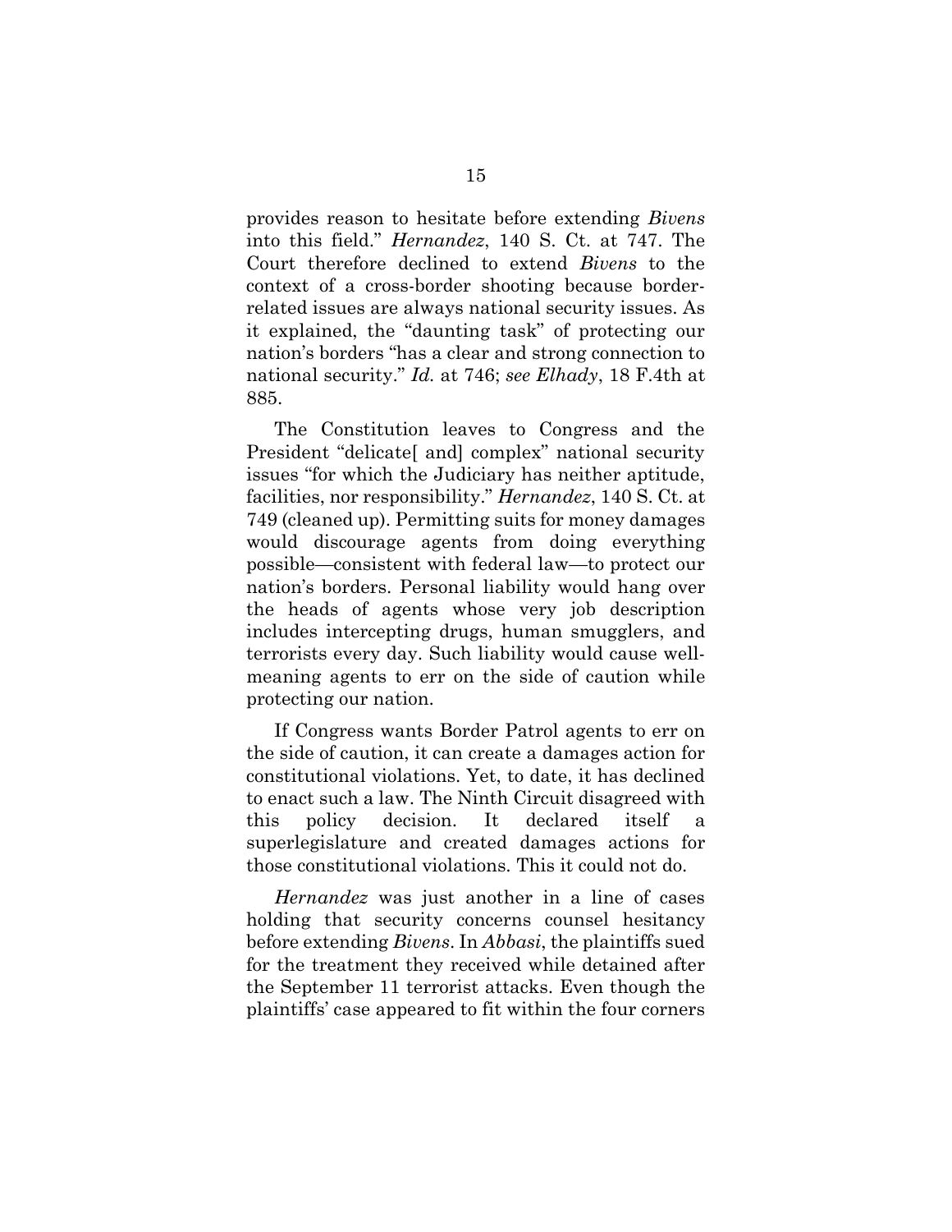provides reason to hesitate before extending *Bivens* into this field." *Hernandez*, 140 S. Ct. at 747. The Court therefore declined to extend *Bivens* to the context of a cross-border shooting because border-related issues are always national security issues. As it explained, the "daunting task" of protecting our nation's borders "has a clear and strong connection to national security." *Id.* at 746; *see Elhady*, 18 F.4th at 885.

The Constitution leaves to Congress and the President "delicate[ and] complex" national security issues "for which the Judiciary has neither aptitude, facilities, nor responsibility." *Hernandez*, 140 S. Ct. at 749 (cleaned up). Permitting suits for money damages would discourage agents from doing everything possible—consistent with federal law—to protect our nation's borders. Personal liability would hang over the heads of agents whose very job description includes intercepting drugs, human smugglers, and terrorists every day. Such liability would cause well-meaning agents to err on the side of caution while protecting our nation.

If Congress wants Border Patrol agents to err on the side of caution, it can create a damages action for constitutional violations. Yet, to date, it has declined to enact such a law. The Ninth Circuit disagreed with this policy decision. It declared itself a superlegislature and created damages actions for those constitutional violations. This it could not do.

*Hernandez* was just another in a line of cases holding that security concerns counsel hesitancy before extending *Bivens*. In *Abbasi*, the plaintiffs sued for the treatment they received while detained after the September 11 terrorist attacks. Even though the plaintiffs' case appeared to fit within the four corners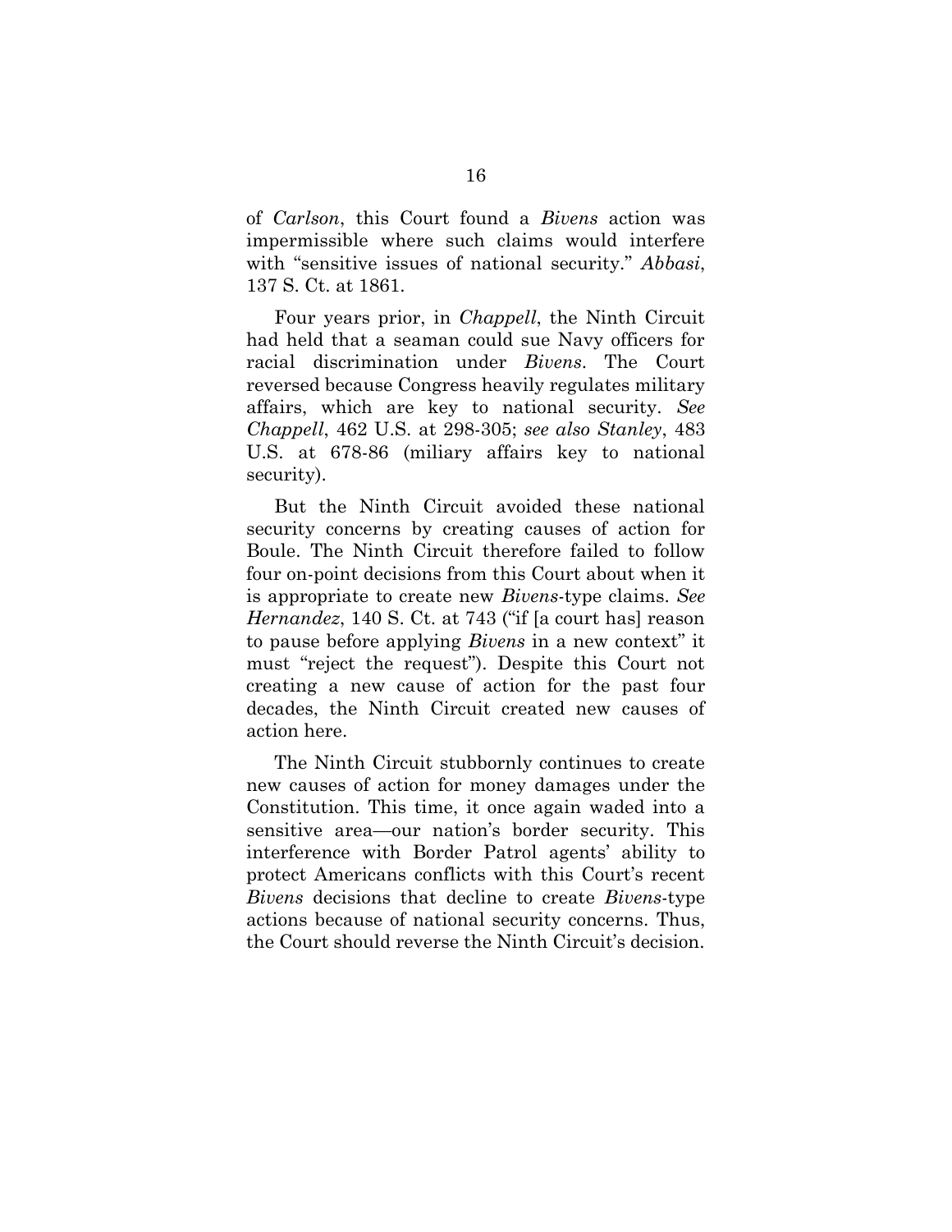of *Carlson*, this Court found a *Bivens* action was impermissible where such claims would interfere with "sensitive issues of national security." *Abbasi*, 137 S. Ct. at 1861.

Four years prior, in *Chappell*, the Ninth Circuit had held that a seaman could sue Navy officers for racial discrimination under *Bivens*. The Court reversed because Congress heavily regulates military affairs, which are key to national security. *See Chappell*, 462 U.S. at 298-305; *see also Stanley*, 483 U.S. at 678-86 (miliary affairs key to national security).

But the Ninth Circuit avoided these national security concerns by creating causes of action for Boule. The Ninth Circuit therefore failed to follow four on-point decisions from this Court about when it is appropriate to create new *Bivens*-type claims. *See Hernandez*, 140 S. Ct. at 743 ("if [a court has] reason to pause before applying *Bivens* in a new context" it must "reject the request"). Despite this Court not creating a new cause of action for the past four decades, the Ninth Circuit created new causes of action here.

The Ninth Circuit stubbornly continues to create new causes of action for money damages under the Constitution. This time, it once again waded into a sensitive area—our nation's border security. This interference with Border Patrol agents' ability to protect Americans conflicts with this Court's recent *Bivens* decisions that decline to create *Bivens*-type actions because of national security concerns. Thus, the Court should reverse the Ninth Circuit's decision.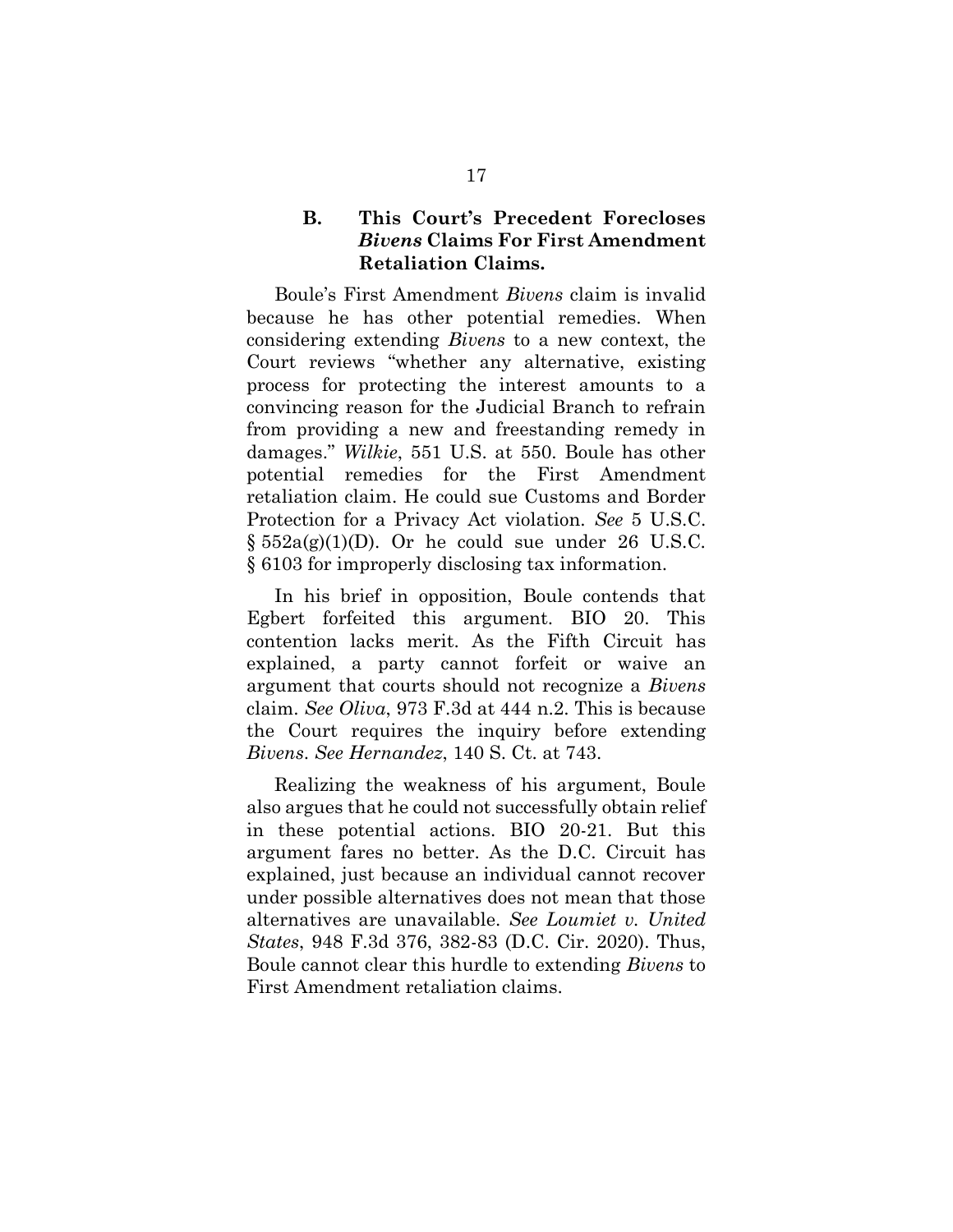### B. This Court's Precedent Forecloses *Bivens* Claims For First Amendment Retaliation Claims.

Boule's First Amendment *Bivens* claim is invalid because he has other potential remedies. When considering extending *Bivens* to a new context, the Court reviews "whether any alternative, existing process for protecting the interest amounts to a convincing reason for the Judicial Branch to refrain from providing a new and freestanding remedy in damages." *Wilkie*, 551 U.S. at 550. Boule has other potential remedies for the First Amendment retaliation claim. He could sue Customs and Border Protection for a Privacy Act violation. *See* 5 U.S.C. § 552a(g)(1)(D). Or he could sue under 26 U.S.C. § 6103 for improperly disclosing tax information.

In his brief in opposition, Boule contends that Egbert forfeited this argument. BIO 20. This contention lacks merit. As the Fifth Circuit has explained, a party cannot forfeit or waive an argument that courts should not recognize a *Bivens* claim. *See Oliva*, 973 F.3d at 444 n.2. This is because the Court requires the inquiry before extending *Bivens*. *See Hernandez*, 140 S. Ct. at 743.

Realizing the weakness of his argument, Boule also argues that he could not successfully obtain relief in these potential actions. BIO 20-21. But this argument fares no better. As the D.C. Circuit has explained, just because an individual cannot recover under possible alternatives does not mean that those alternatives are unavailable. *See Loumiet v. United States*, 948 F.3d 376, 382-83 (D.C. Cir. 2020). Thus, Boule cannot clear this hurdle to extending *Bivens* to First Amendment retaliation claims.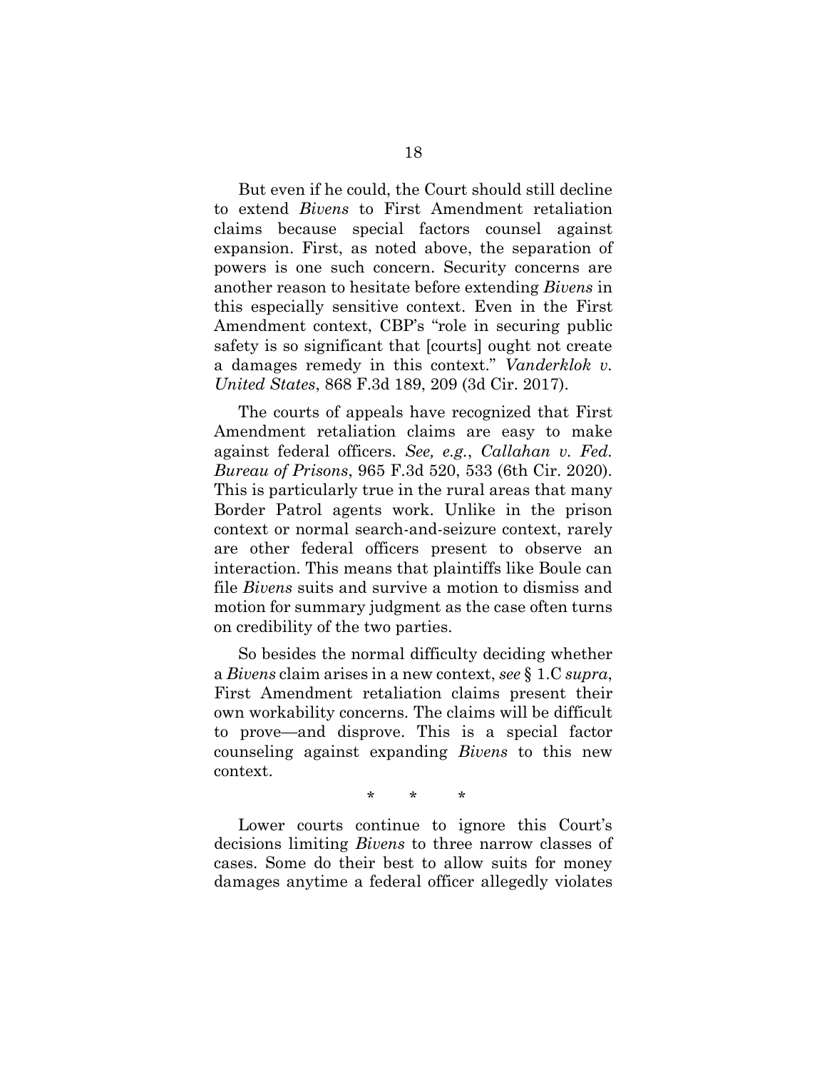But even if he could, the Court should still decline to extend *Bivens* to First Amendment retaliation claims because special factors counsel against expansion. First, as noted above, the separation of powers is one such concern. Security concerns are another reason to hesitate before extending *Bivens* in this especially sensitive context. Even in the First Amendment context, CBP's "role in securing public safety is so significant that [courts] ought not create a damages remedy in this context." *Vanderklok v. United States*, 868 F.3d 189, 209 (3d Cir. 2017).

The courts of appeals have recognized that First Amendment retaliation claims are easy to make against federal officers. *See, e.g.*, *Callahan v. Fed. Bureau of Prisons*, 965 F.3d 520, 533 (6th Cir. 2020). This is particularly true in the rural areas that many Border Patrol agents work. Unlike in the prison context or normal search-and-seizure context, rarely are other federal officers present to observe an interaction. This means that plaintiffs like Boule can file *Bivens* suits and survive a motion to dismiss and motion for summary judgment as the case often turns on credibility of the two parties.

So besides the normal difficulty deciding whether a *Bivens* claim arises in a new context, *see* § 1.C *supra*, First Amendment retaliation claims present their own workability concerns. The claims will be difficult to prove—and disprove. This is a special factor counseling against expanding *Bivens* to this new context.

\* \* \*

Lower courts continue to ignore this Court's decisions limiting *Bivens* to three narrow classes of cases. Some do their best to allow suits for money damages anytime a federal officer allegedly violates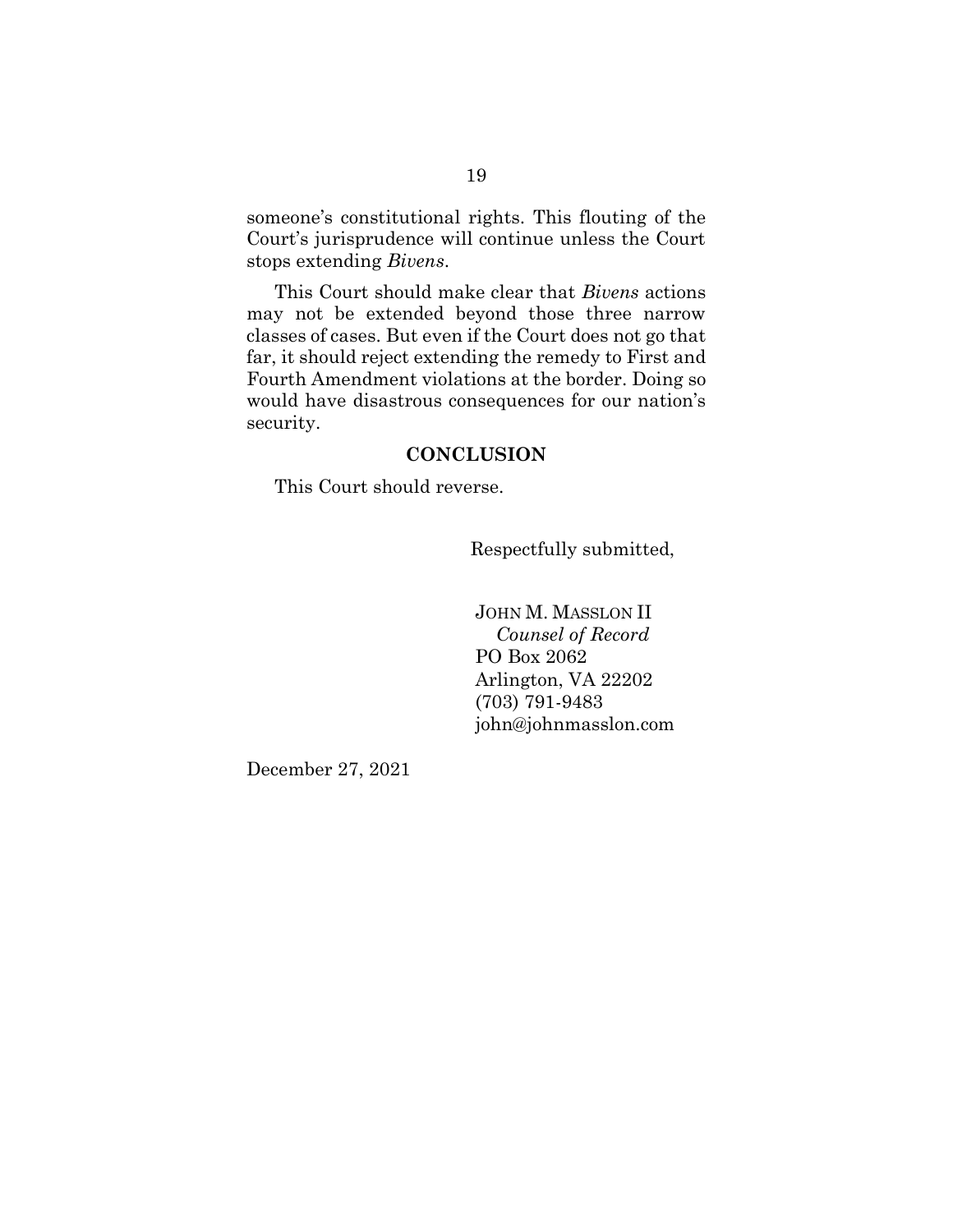someone's constitutional rights. This flouting of the Court's jurisprudence will continue unless the Court stops extending *Bivens*.

This Court should make clear that *Bivens* actions may not be extended beyond those three narrow classes of cases. But even if the Court does not go that far, it should reject extending the remedy to First and Fourth Amendment violations at the border. Doing so would have disastrous consequences for our nation's security.

## CONCLUSION

This Court should reverse.

Respectfully submitted,

JOHN M. MASSLON II
*Counsel of Record*
PO Box 2062
Arlington, VA 22202
(703) 791-9483
john@johnmasslon.com

December 27, 2021